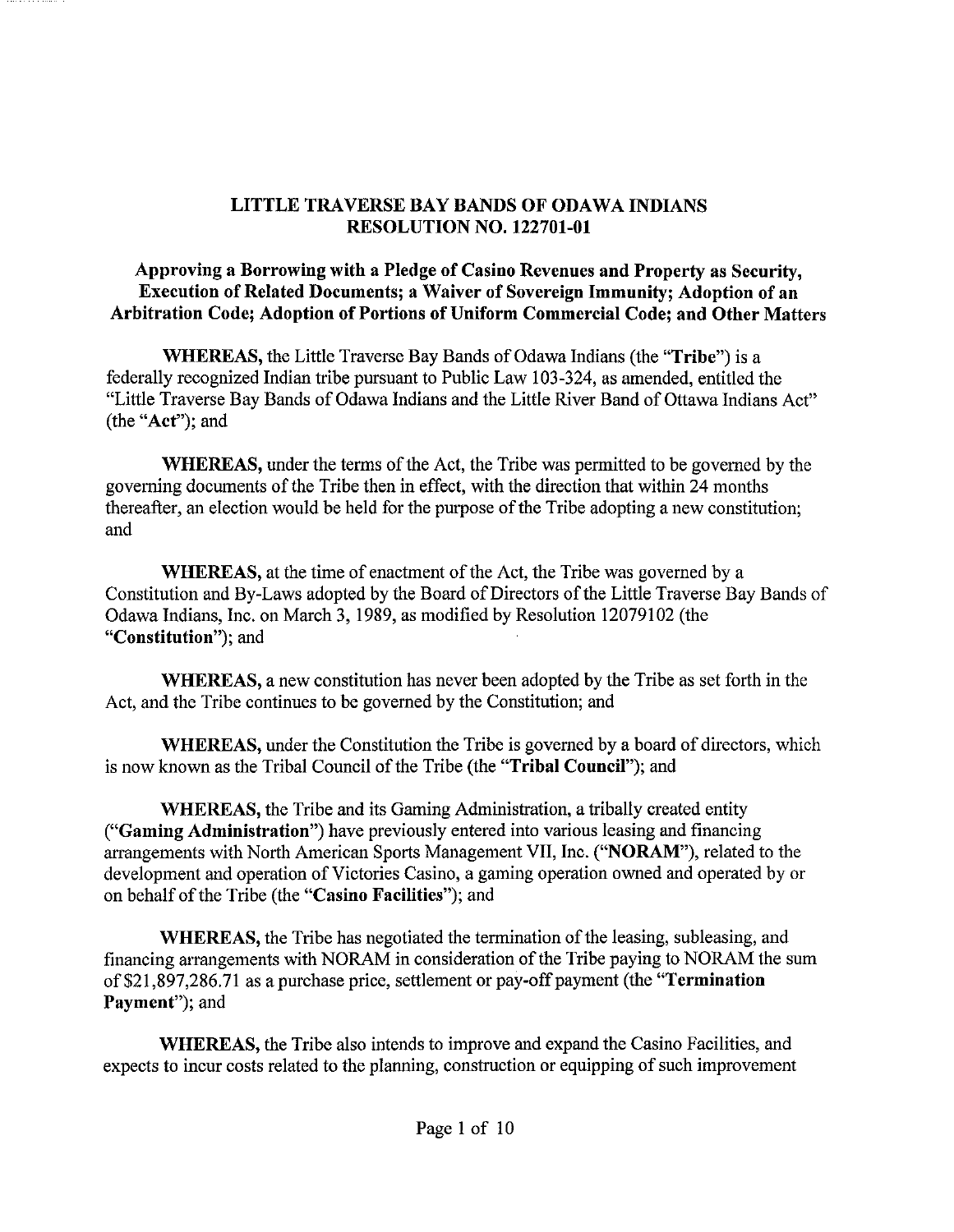# LITTLE TRAVERSE BAY BANDS OF ODAWA INDIANS
# RESOLUTION NO. 122701-01

## Approving a Borrowing with a Pledge of Casino Revenues and Property as Security, Execution of Related Documents; a Waiver of Sovereign Immunity; Adoption of an Arbitration Code; Adoption of Portions of Uniform Commercial Code; and Other Matters

**WHEREAS,** the Little Traverse Bay Bands of Odawa Indians (the "**Tribe**") is a federally recognized Indian tribe pursuant to Public Law 103-324, as amended, entitled the "Little Traverse Bay Bands of Odawa Indians and the Little River Band of Ottawa Indians Act" (the "**Act**"); and

**WHEREAS,** under the terms of the Act, the Tribe was permitted to be governed by the governing documents of the Tribe then in effect, with the direction that within 24 months thereafter, an election would be held for the purpose of the Tribe adopting a new constitution; and

**WHEREAS,** at the time of enactment of the Act, the Tribe was governed by a Constitution and By-Laws adopted by the Board of Directors of the Little Traverse Bay Bands of Odawa Indians, Inc. on March 3, 1989, as modified by Resolution 12079102 (the "**Constitution**"); and

**WHEREAS,** a new constitution has never been adopted by the Tribe as set forth in the Act, and the Tribe continues to be governed by the Constitution; and

**WHEREAS,** under the Constitution the Tribe is governed by a board of directors, which is now known as the Tribal Council of the Tribe (the "**Tribal Council**"); and

**WHEREAS,** the Tribe and its Gaming Administration, a tribally created entity ("**Gaming Administration**") have previously entered into various leasing and financing arrangements with North American Sports Management VII, Inc. ("**NORAM**"), related to the development and operation of Victories Casino, a gaming operation owned and operated by or on behalf of the Tribe (the "**Casino Facilities**"); and

**WHEREAS,** the Tribe has negotiated the termination of the leasing, subleasing, and financing arrangements with NORAM in consideration of the Tribe paying to NORAM the sum of $21,897,286.71 as a purchase price, settlement or pay-off payment (the "**Termination Payment**"); and

**WHEREAS,** the Tribe also intends to improve and expand the Casino Facilities, and expects to incur costs related to the planning, construction or equipping of such improvement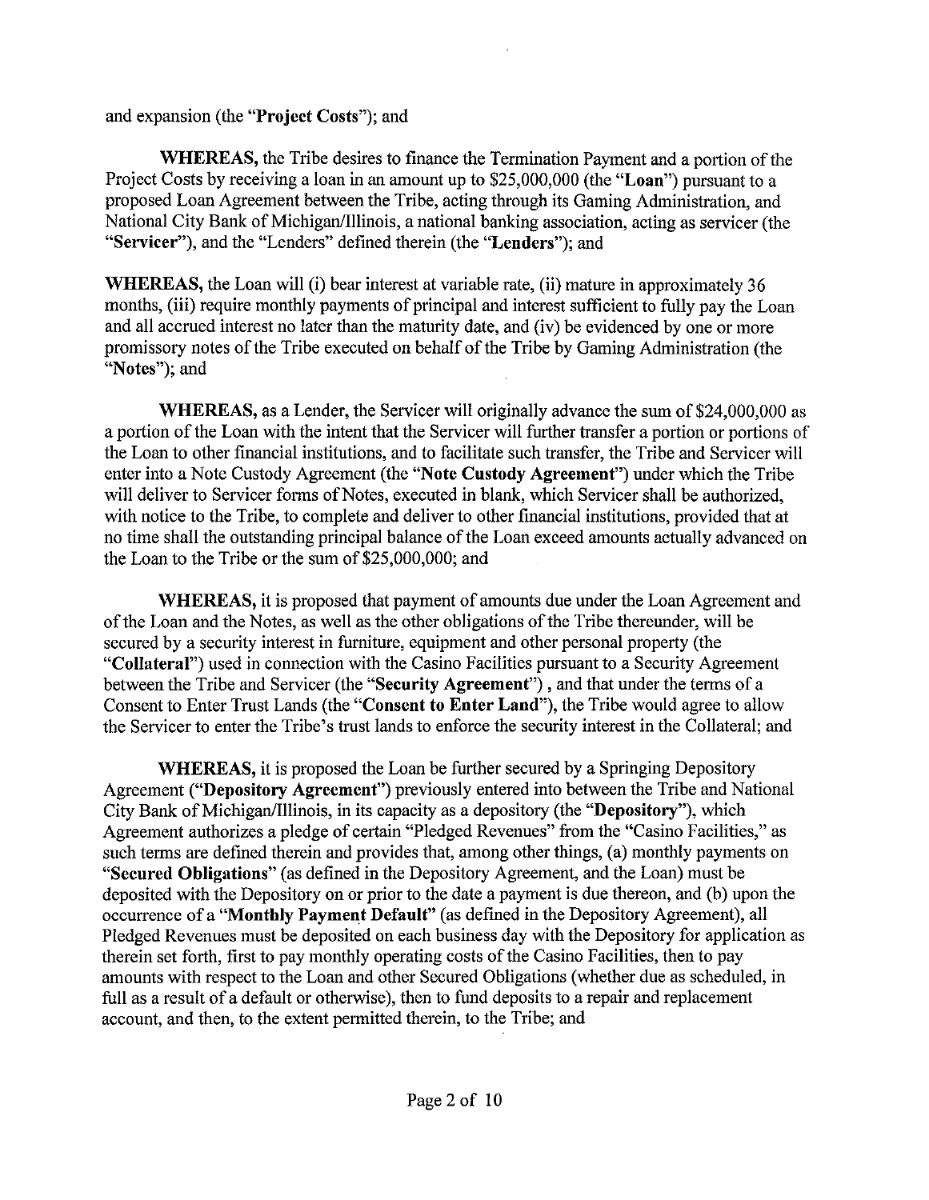and expansion (the "**Project Costs**"); and

**WHEREAS,** the Tribe desires to finance the Termination Payment and a portion of the Project Costs by receiving a loan in an amount up to $25,000,000 (the "**Loan**") pursuant to a proposed Loan Agreement between the Tribe, acting through its Gaming Administration, and National City Bank of Michigan/Illinois, a national banking association, acting as servicer (the "**Servicer**"), and the "Lenders" defined therein (the "**Lenders**"); and

**WHEREAS,** the Loan will (i) bear interest at variable rate, (ii) mature in approximately 36 months, (iii) require monthly payments of principal and interest sufficient to fully pay the Loan and all accrued interest no later than the maturity date, and (iv) be evidenced by one or more promissory notes of the Tribe executed on behalf of the Tribe by Gaming Administration (the "**Notes**"); and

**WHEREAS,** as a Lender, the Servicer will originally advance the sum of $24,000,000 as a portion of the Loan with the intent that the Servicer will further transfer a portion or portions of the Loan to other financial institutions, and to facilitate such transfer, the Tribe and Servicer will enter into a Note Custody Agreement (the "**Note Custody Agreement**") under which the Tribe will deliver to Servicer forms of Notes, executed in blank, which Servicer shall be authorized, with notice to the Tribe, to complete and deliver to other financial institutions, provided that at no time shall the outstanding principal balance of the Loan exceed amounts actually advanced on the Loan to the Tribe or the sum of $25,000,000; and

**WHEREAS,** it is proposed that payment of amounts due under the Loan Agreement and of the Loan and the Notes, as well as the other obligations of the Tribe thereunder, will be secured by a security interest in furniture, equipment and other personal property (the "**Collateral**") used in connection with the Casino Facilities pursuant to a Security Agreement between the Tribe and Servicer (the "**Security Agreement**") , and that under the terms of a Consent to Enter Trust Lands (the "**Consent to Enter Land**"), the Tribe would agree to allow the Servicer to enter the Tribe's trust lands to enforce the security interest in the Collateral; and

**WHEREAS,** it is proposed the Loan be further secured by a Springing Depository Agreement ("**Depository Agreement**") previously entered into between the Tribe and National City Bank of Michigan/Illinois, in its capacity as a depository (the "**Depository**"), which Agreement authorizes a pledge of certain "Pledged Revenues" from the "Casino Facilities," as such terms are defined therein and provides that, among other things, (a) monthly payments on "**Secured Obligations**" (as defined in the Depository Agreement, and the Loan) must be deposited with the Depository on or prior to the date a payment is due thereon, and (b) upon the occurrence of a "**Monthly Payment Default**" (as defined in the Depository Agreement), all Pledged Revenues must be deposited on each business day with the Depository for application as therein set forth, first to pay monthly operating costs of the Casino Facilities, then to pay amounts with respect to the Loan and other Secured Obligations (whether due as scheduled, in full as a result of a default or otherwise), then to fund deposits to a repair and replacement account, and then, to the extent permitted therein, to the Tribe; and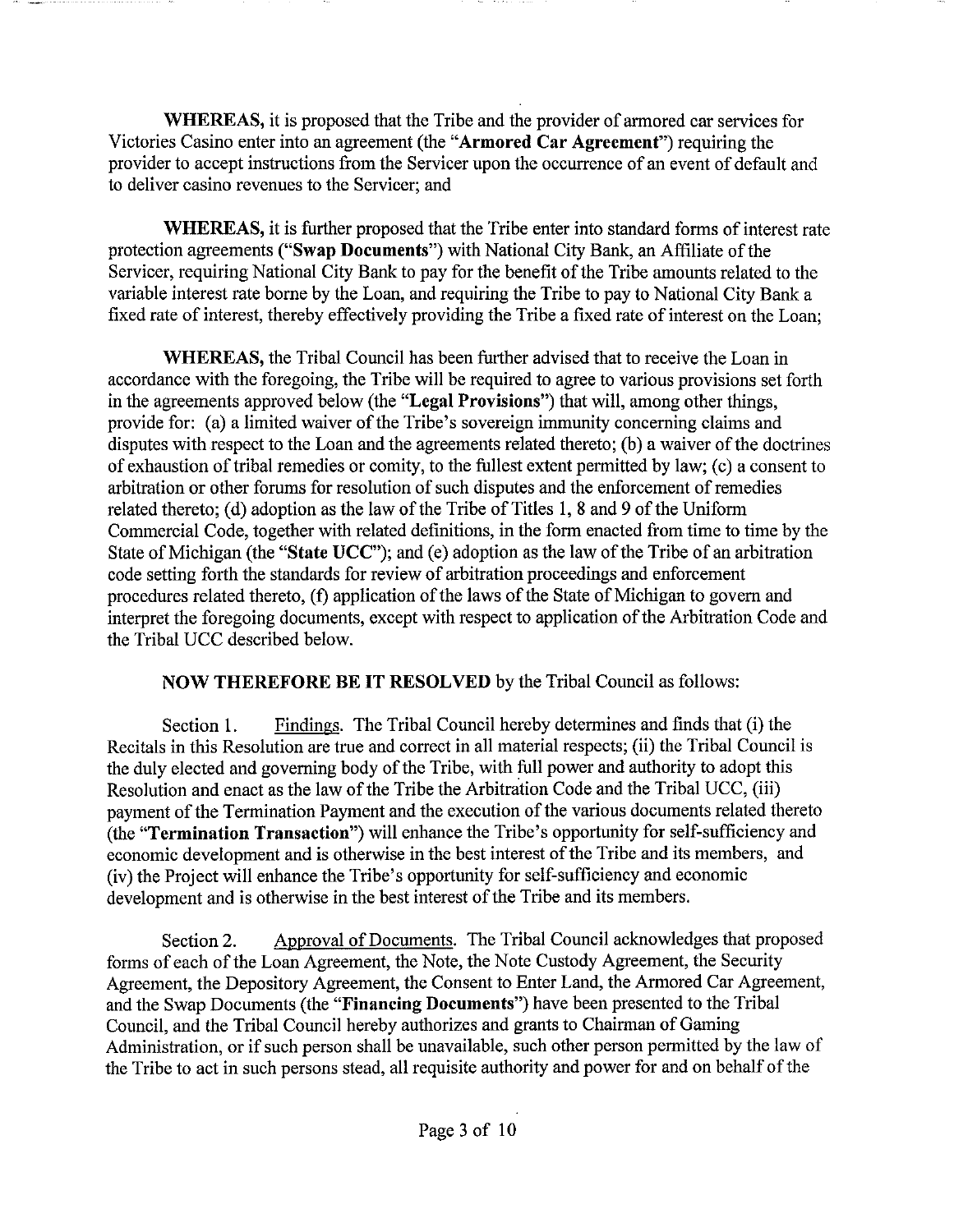**WHEREAS,** it is proposed that the Tribe and the provider of armored car services for Victories Casino enter into an agreement (the "**Armored Car Agreement**") requiring the provider to accept instructions from the Servicer upon the occurrence of an event of default and to deliver casino revenues to the Servicer; and

**WHEREAS,** it is further proposed that the Tribe enter into standard forms of interest rate protection agreements ("**Swap Documents**") with National City Bank, an Affiliate of the Servicer, requiring National City Bank to pay for the benefit of the Tribe amounts related to the variable interest rate borne by the Loan, and requiring the Tribe to pay to National City Bank a fixed rate of interest, thereby effectively providing the Tribe a fixed rate of interest on the Loan;

**WHEREAS,** the Tribal Council has been further advised that to receive the Loan in accordance with the foregoing, the Tribe will be required to agree to various provisions set forth in the agreements approved below (the "**Legal Provisions**") that will, among other things, provide for: (a) a limited waiver of the Tribe's sovereign immunity concerning claims and disputes with respect to the Loan and the agreements related thereto; (b) a waiver of the doctrines of exhaustion of tribal remedies or comity, to the fullest extent permitted by law; (c) a consent to arbitration or other forums for resolution of such disputes and the enforcement of remedies related thereto; (d) adoption as the law of the Tribe of Titles 1, 8 and 9 of the Uniform Commercial Code, together with related definitions, in the form enacted from time to time by the State of Michigan (the "**State UCC**"); and (e) adoption as the law of the Tribe of an arbitration code setting forth the standards for review of arbitration proceedings and enforcement procedures related thereto, (f) application of the laws of the State of Michigan to govern and interpret the foregoing documents, except with respect to application of the Arbitration Code and the Tribal UCC described below.

**NOW THEREFORE BE IT RESOLVED** by the Tribal Council as follows:

Section 1. Findings. The Tribal Council hereby determines and finds that (i) the Recitals in this Resolution are true and correct in all material respects; (ii) the Tribal Council is the duly elected and governing body of the Tribe, with full power and authority to adopt this Resolution and enact as the law of the Tribe the Arbitration Code and the Tribal UCC, (iii) payment of the Termination Payment and the execution of the various documents related thereto (the "**Termination Transaction**") will enhance the Tribe's opportunity for self-sufficiency and economic development and is otherwise in the best interest of the Tribe and its members, and (iv) the Project will enhance the Tribe's opportunity for self-sufficiency and economic development and is otherwise in the best interest of the Tribe and its members.

Section 2. Approval of Documents. The Tribal Council acknowledges that proposed forms of each of the Loan Agreement, the Note, the Note Custody Agreement, the Security Agreement, the Depository Agreement, the Consent to Enter Land, the Armored Car Agreement, and the Swap Documents (the "**Financing Documents**") have been presented to the Tribal Council, and the Tribal Council hereby authorizes and grants to Chairman of Gaming Administration, or if such person shall be unavailable, such other person permitted by the law of the Tribe to act in such persons stead, all requisite authority and power for and on behalf of the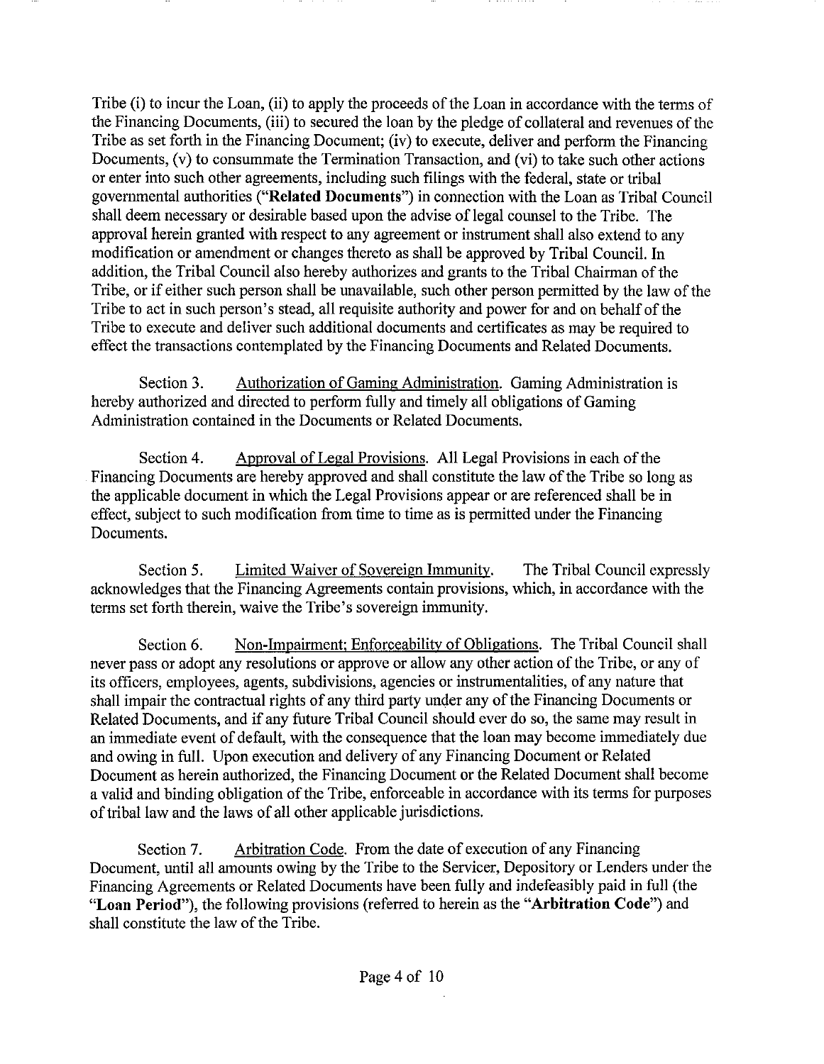Tribe (i) to incur the Loan, (ii) to apply the proceeds of the Loan in accordance with the terms of the Financing Documents, (iii) to secured the loan by the pledge of collateral and revenues of the Tribe as set forth in the Financing Document; (iv) to execute, deliver and perform the Financing Documents, (v) to consummate the Termination Transaction, and (vi) to take such other actions or enter into such other agreements, including such filings with the federal, state or tribal governmental authorities ("**Related Documents**") in connection with the Loan as Tribal Council shall deem necessary or desirable based upon the advise of legal counsel to the Tribe. The approval herein granted with respect to any agreement or instrument shall also extend to any modification or amendment or changes thereto as shall be approved by Tribal Council. In addition, the Tribal Council also hereby authorizes and grants to the Tribal Chairman of the Tribe, or if either such person shall be unavailable, such other person permitted by the law of the Tribe to act in such person's stead, all requisite authority and power for and on behalf of the Tribe to execute and deliver such additional documents and certificates as may be required to effect the transactions contemplated by the Financing Documents and Related Documents.

Section 3. Authorization of Gaming Administration. Gaming Administration is hereby authorized and directed to perform fully and timely all obligations of Gaming Administration contained in the Documents or Related Documents.

Section 4. Approval of Legal Provisions. All Legal Provisions in each of the Financing Documents are hereby approved and shall constitute the law of the Tribe so long as the applicable document in which the Legal Provisions appear or are referenced shall be in effect, subject to such modification from time to time as is permitted under the Financing Documents.

Section 5. Limited Waiver of Sovereign Immunity. The Tribal Council expressly acknowledges that the Financing Agreements contain provisions, which, in accordance with the terms set forth therein, waive the Tribe's sovereign immunity.

Section 6. Non-Impairment; Enforceability of Obligations. The Tribal Council shall never pass or adopt any resolutions or approve or allow any other action of the Tribe, or any of its officers, employees, agents, subdivisions, agencies or instrumentalities, of any nature that shall impair the contractual rights of any third party under any of the Financing Documents or Related Documents, and if any future Tribal Council should ever do so, the same may result in an immediate event of default, with the consequence that the loan may become immediately due and owing in full. Upon execution and delivery of any Financing Document or Related Document as herein authorized, the Financing Document or the Related Document shall become a valid and binding obligation of the Tribe, enforceable in accordance with its terms for purposes of tribal law and the laws of all other applicable jurisdictions.

Section 7. Arbitration Code. From the date of execution of any Financing Document, until all amounts owing by the Tribe to the Servicer, Depository or Lenders under the Financing Agreements or Related Documents have been fully and indefeasibly paid in full (the "**Loan Period**"), the following provisions (referred to herein as the "**Arbitration Code**") and shall constitute the law of the Tribe.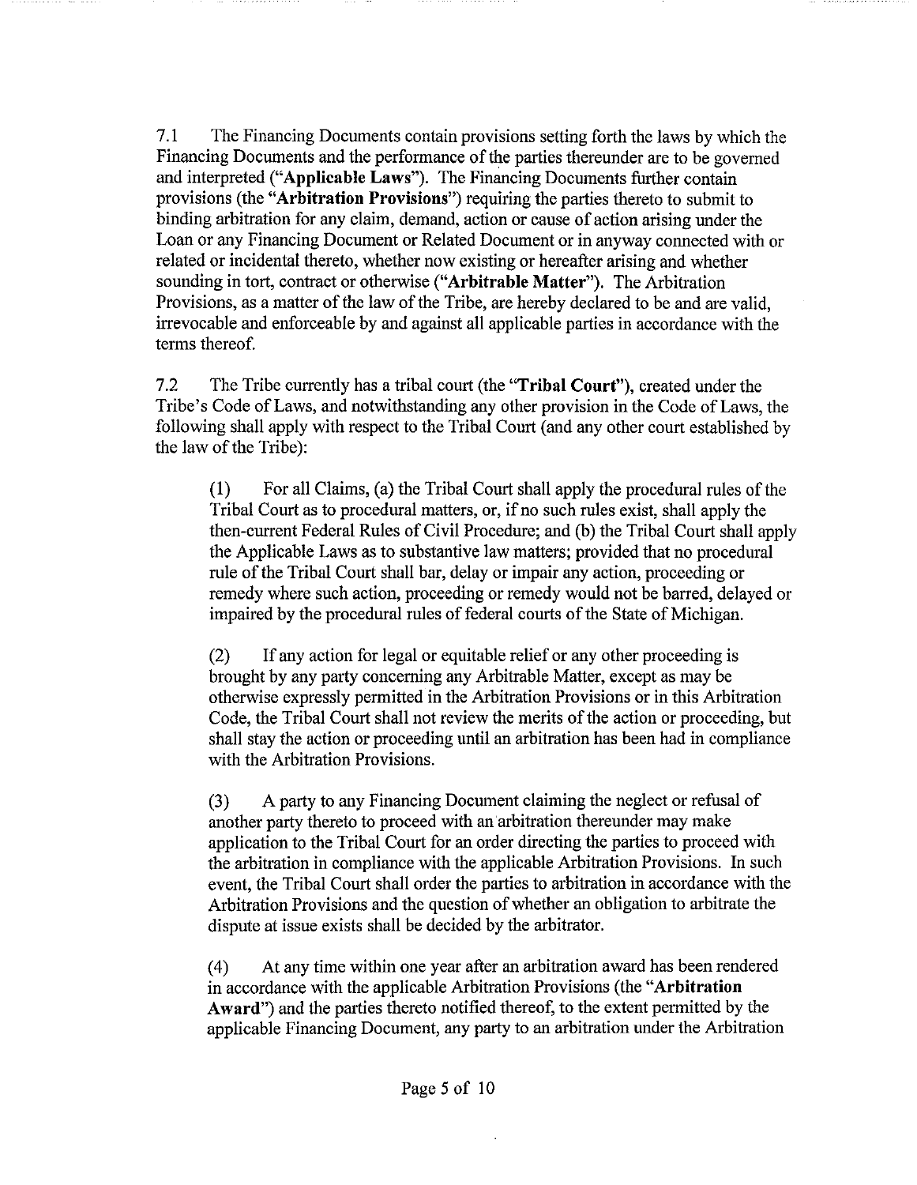7.1 The Financing Documents contain provisions setting forth the laws by which the Financing Documents and the performance of the parties thereunder are to be governed and interpreted ("**Applicable Laws**"). The Financing Documents further contain provisions (the "**Arbitration Provisions**") requiring the parties thereto to submit to binding arbitration for any claim, demand, action or cause of action arising under the Loan or any Financing Document or Related Document or in anyway connected with or related or incidental thereto, whether now existing or hereafter arising and whether sounding in tort, contract or otherwise ("**Arbitrable Matter**"). The Arbitration Provisions, as a matter of the law of the Tribe, are hereby declared to be and are valid, irrevocable and enforceable by and against all applicable parties in accordance with the terms thereof.

7.2 The Tribe currently has a tribal court (the "**Tribal Court**"), created under the Tribe's Code of Laws, and notwithstanding any other provision in the Code of Laws, the following shall apply with respect to the Tribal Court (and any other court established by the law of the Tribe):

> (1) For all Claims, (a) the Tribal Court shall apply the procedural rules of the Tribal Court as to procedural matters, or, if no such rules exist, shall apply the then-current Federal Rules of Civil Procedure; and (b) the Tribal Court shall apply the Applicable Laws as to substantive law matters; provided that no procedural rule of the Tribal Court shall bar, delay or impair any action, proceeding or remedy where such action, proceeding or remedy would not be barred, delayed or impaired by the procedural rules of federal courts of the State of Michigan.
>
> (2) If any action for legal or equitable relief or any other proceeding is brought by any party concerning any Arbitrable Matter, except as may be otherwise expressly permitted in the Arbitration Provisions or in this Arbitration Code, the Tribal Court shall not review the merits of the action or proceeding, but shall stay the action or proceeding until an arbitration has been had in compliance with the Arbitration Provisions.
>
> (3) A party to any Financing Document claiming the neglect or refusal of another party thereto to proceed with an arbitration thereunder may make application to the Tribal Court for an order directing the parties to proceed with the arbitration in compliance with the applicable Arbitration Provisions. In such event, the Tribal Court shall order the parties to arbitration in accordance with the Arbitration Provisions and the question of whether an obligation to arbitrate the dispute at issue exists shall be decided by the arbitrator.
>
> (4) At any time within one year after an arbitration award has been rendered in accordance with the applicable Arbitration Provisions (the "**Arbitration Award**") and the parties thereto notified thereof, to the extent permitted by the applicable Financing Document, any party to an arbitration under the Arbitration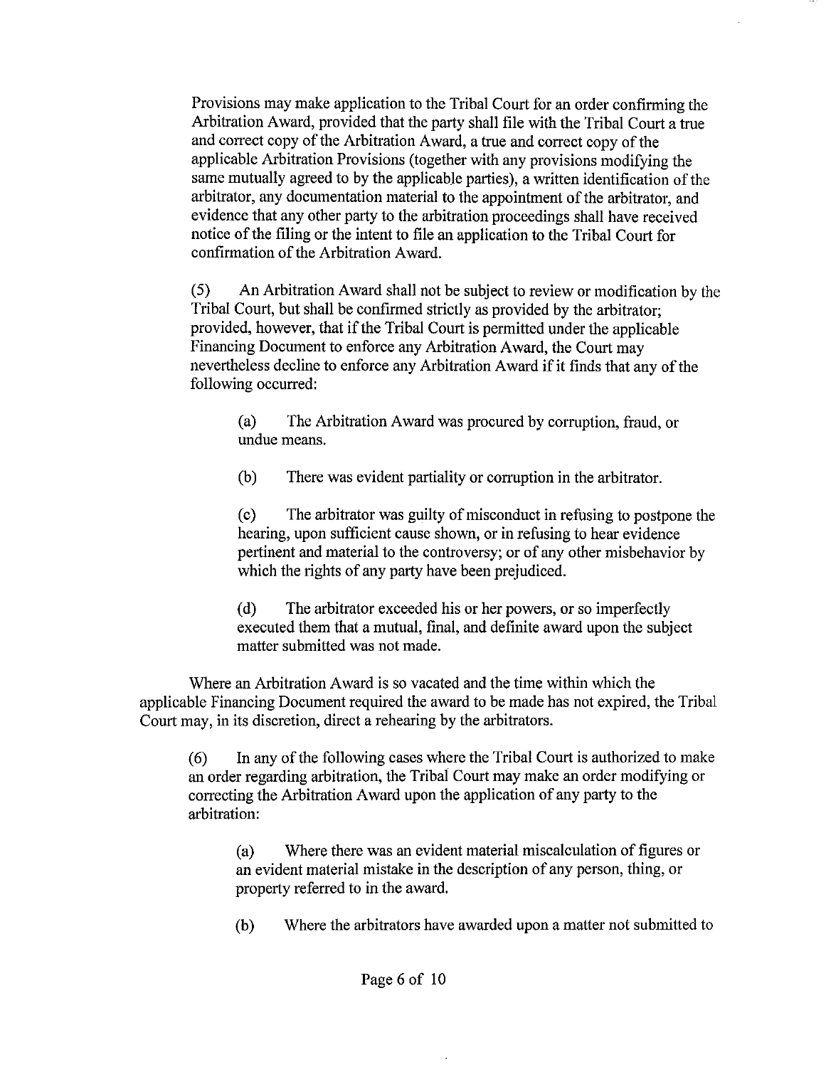Provisions may make application to the Tribal Court for an order confirming the Arbitration Award, provided that the party shall file with the Tribal Court a true and correct copy of the Arbitration Award, a true and correct copy of the applicable Arbitration Provisions (together with any provisions modifying the same mutually agreed to by the applicable parties), a written identification of the arbitrator, any documentation material to the appointment of the arbitrator, and evidence that any other party to the arbitration proceedings shall have received notice of the filing or the intent to file an application to the Tribal Court for confirmation of the Arbitration Award.

(5) An Arbitration Award shall not be subject to review or modification by the Tribal Court, but shall be confirmed strictly as provided by the arbitrator; provided, however, that if the Tribal Court is permitted under the applicable Financing Document to enforce any Arbitration Award, the Court may nevertheless decline to enforce any Arbitration Award if it finds that any of the following occurred:

> (a) The Arbitration Award was procured by corruption, fraud, or undue means.
>
> (b) There was evident partiality or corruption in the arbitrator.
>
> (c) The arbitrator was guilty of misconduct in refusing to postpone the hearing, upon sufficient cause shown, or in refusing to hear evidence pertinent and material to the controversy; or of any other misbehavior by which the rights of any party have been prejudiced.
>
> (d) The arbitrator exceeded his or her powers, or so imperfectly executed them that a mutual, final, and definite award upon the subject matter submitted was not made.

Where an Arbitration Award is so vacated and the time within which the applicable Financing Document required the award to be made has not expired, the Tribal Court may, in its discretion, direct a rehearing by the arbitrators.

(6) In any of the following cases where the Tribal Court is authorized to make an order regarding arbitration, the Tribal Court may make an order modifying or correcting the Arbitration Award upon the application of any party to the arbitration:

> (a) Where there was an evident material miscalculation of figures or an evident material mistake in the description of any person, thing, or property referred to in the award.
>
> (b) Where the arbitrators have awarded upon a matter not submitted to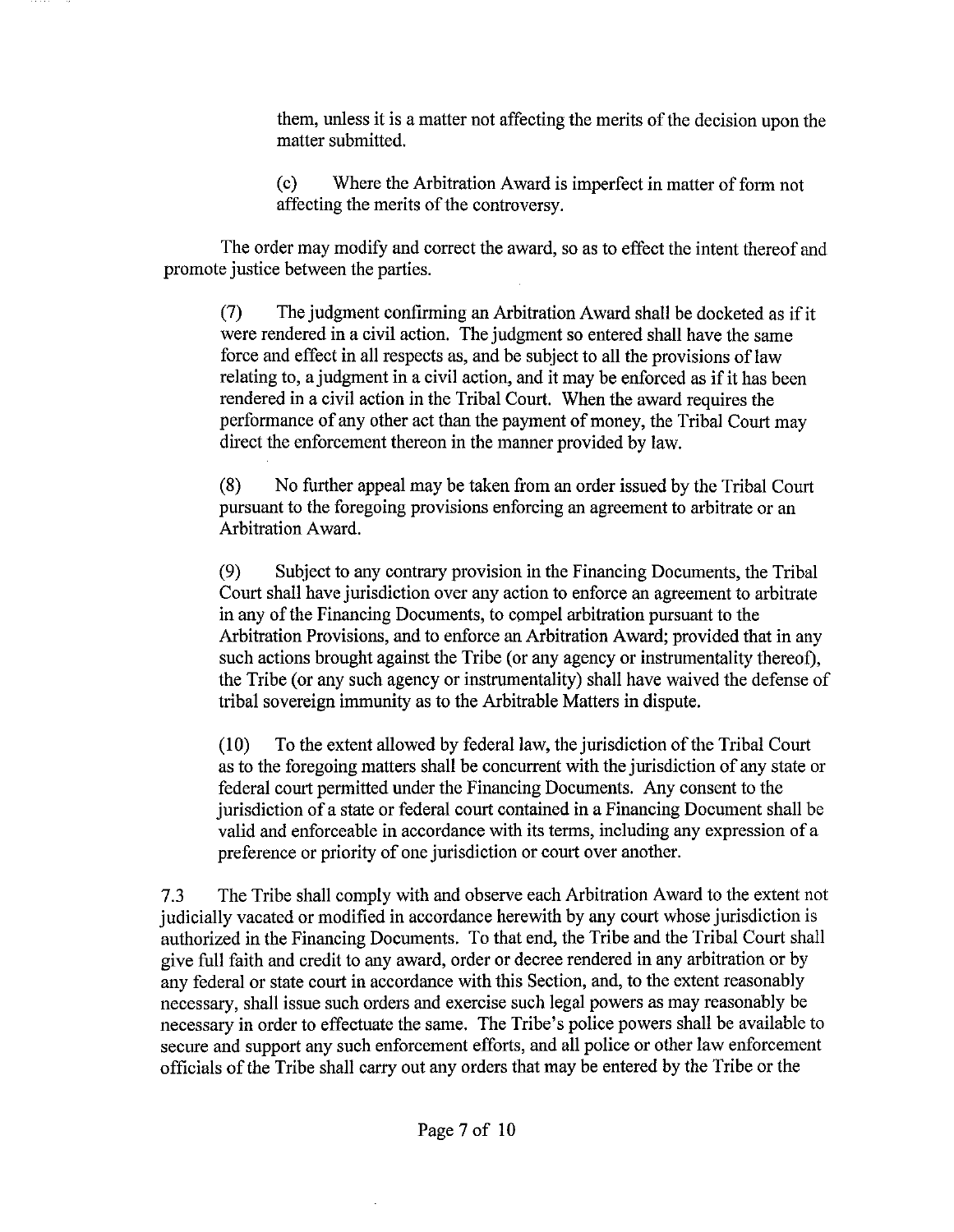them, unless it is a matter not affecting the merits of the decision upon the matter submitted.

(c) Where the Arbitration Award is imperfect in matter of form not affecting the merits of the controversy.

The order may modify and correct the award, so as to effect the intent thereof and promote justice between the parties.

(7) The judgment confirming an Arbitration Award shall be docketed as if it were rendered in a civil action. The judgment so entered shall have the same force and effect in all respects as, and be subject to all the provisions of law relating to, a judgment in a civil action, and it may be enforced as if it has been rendered in a civil action in the Tribal Court. When the award requires the performance of any other act than the payment of money, the Tribal Court may direct the enforcement thereon in the manner provided by law.

(8) No further appeal may be taken from an order issued by the Tribal Court pursuant to the foregoing provisions enforcing an agreement to arbitrate or an Arbitration Award.

(9) Subject to any contrary provision in the Financing Documents, the Tribal Court shall have jurisdiction over any action to enforce an agreement to arbitrate in any of the Financing Documents, to compel arbitration pursuant to the Arbitration Provisions, and to enforce an Arbitration Award; provided that in any such actions brought against the Tribe (or any agency or instrumentality thereof), the Tribe (or any such agency or instrumentality) shall have waived the defense of tribal sovereign immunity as to the Arbitrable Matters in dispute.

(10) To the extent allowed by federal law, the jurisdiction of the Tribal Court as to the foregoing matters shall be concurrent with the jurisdiction of any state or federal court permitted under the Financing Documents. Any consent to the jurisdiction of a state or federal court contained in a Financing Document shall be valid and enforceable in accordance with its terms, including any expression of a preference or priority of one jurisdiction or court over another.

7.3 The Tribe shall comply with and observe each Arbitration Award to the extent not judicially vacated or modified in accordance herewith by any court whose jurisdiction is authorized in the Financing Documents. To that end, the Tribe and the Tribal Court shall give full faith and credit to any award, order or decree rendered in any arbitration or by any federal or state court in accordance with this Section, and, to the extent reasonably necessary, shall issue such orders and exercise such legal powers as may reasonably be necessary in order to effectuate the same. The Tribe's police powers shall be available to secure and support any such enforcement efforts, and all police or other law enforcement officials of the Tribe shall carry out any orders that may be entered by the Tribe or the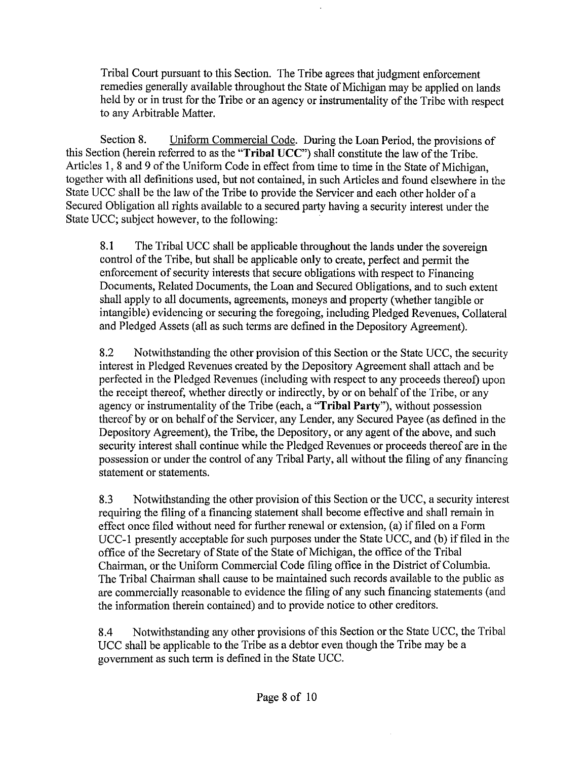Tribal Court pursuant to this Section. The Tribe agrees that judgment enforcement remedies generally available throughout the State of Michigan may be applied on lands held by or in trust for the Tribe or an agency or instrumentality of the Tribe with respect to any Arbitrable Matter.

Section 8. Uniform Commercial Code. During the Loan Period, the provisions of this Section (herein referred to as the "**Tribal UCC**") shall constitute the law of the Tribe. Articles 1, 8 and 9 of the Uniform Code in effect from time to time in the State of Michigan, together with all definitions used, but not contained, in such Articles and found elsewhere in the State UCC shall be the law of the Tribe to provide the Servicer and each other holder of a Secured Obligation all rights available to a secured party having a security interest under the State UCC; subject however, to the following:

8.1 The Tribal UCC shall be applicable throughout the lands under the sovereign control of the Tribe, but shall be applicable only to create, perfect and permit the enforcement of security interests that secure obligations with respect to Financing Documents, Related Documents, the Loan and Secured Obligations, and to such extent shall apply to all documents, agreements, moneys and property (whether tangible or intangible) evidencing or securing the foregoing, including Pledged Revenues, Collateral and Pledged Assets (all as such terms are defined in the Depository Agreement).

8.2 Notwithstanding the other provision of this Section or the State UCC, the security interest in Pledged Revenues created by the Depository Agreement shall attach and be perfected in the Pledged Revenues (including with respect to any proceeds thereof) upon the receipt thereof, whether directly or indirectly, by or on behalf of the Tribe, or any agency or instrumentality of the Tribe (each, a "**Tribal Party**"), without possession thereof by or on behalf of the Servicer, any Lender, any Secured Payee (as defined in the Depository Agreement), the Tribe, the Depository, or any agent of the above, and such security interest shall continue while the Pledged Revenues or proceeds thereof are in the possession or under the control of any Tribal Party, all without the filing of any financing statement or statements.

8.3 Notwithstanding the other provision of this Section or the UCC, a security interest requiring the filing of a financing statement shall become effective and shall remain in effect once filed without need for further renewal or extension, (a) if filed on a Form UCC-1 presently acceptable for such purposes under the State UCC, and (b) if filed in the office of the Secretary of State of the State of Michigan, the office of the Tribal Chairman, or the Uniform Commercial Code filing office in the District of Columbia. The Tribal Chairman shall cause to be maintained such records available to the public as are commercially reasonable to evidence the filing of any such financing statements (and the information therein contained) and to provide notice to other creditors.

8.4 Notwithstanding any other provisions of this Section or the State UCC, the Tribal UCC shall be applicable to the Tribe as a debtor even though the Tribe may be a government as such term is defined in the State UCC.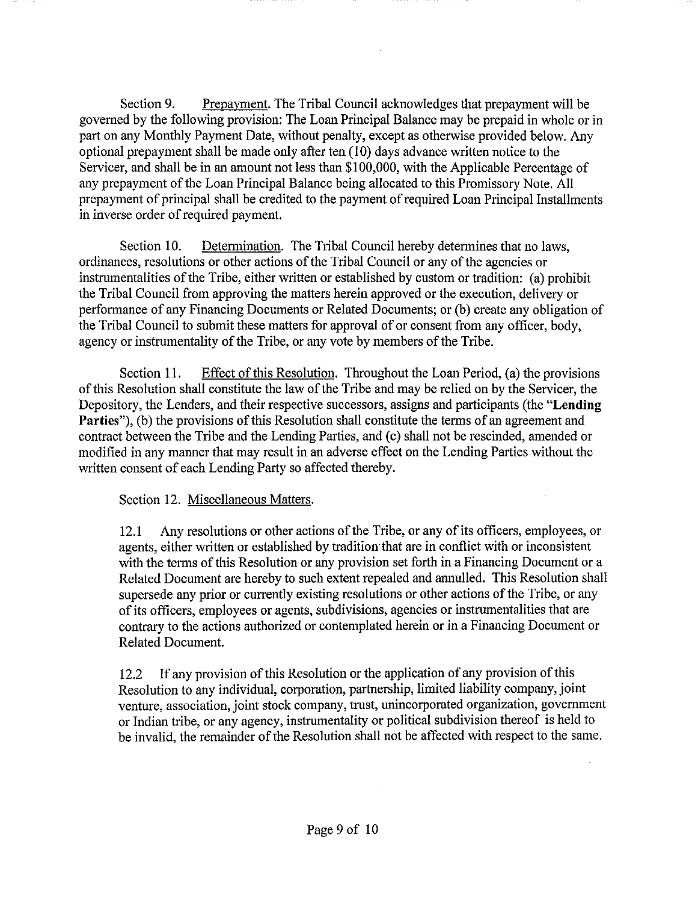Section 9. Prepayment. The Tribal Council acknowledges that prepayment will be governed by the following provision: The Loan Principal Balance may be prepaid in whole or in part on any Monthly Payment Date, without penalty, except as otherwise provided below. Any optional prepayment shall be made only after ten (10) days advance written notice to the Servicer, and shall be in an amount not less than $100,000, with the Applicable Percentage of any prepayment of the Loan Principal Balance being allocated to this Promissory Note. All prepayment of principal shall be credited to the payment of required Loan Principal Installments in inverse order of required payment.

Section 10. Determination. The Tribal Council hereby determines that no laws, ordinances, resolutions or other actions of the Tribal Council or any of the agencies or instrumentalities of the Tribe, either written or established by custom or tradition: (a) prohibit the Tribal Council from approving the matters herein approved or the execution, delivery or performance of any Financing Documents or Related Documents; or (b) create any obligation of the Tribal Council to submit these matters for approval of or consent from any officer, body, agency or instrumentality of the Tribe, or any vote by members of the Tribe.

Section 11. Effect of this Resolution. Throughout the Loan Period, (a) the provisions of this Resolution shall constitute the law of the Tribe and may be relied on by the Servicer, the Depository, the Lenders, and their respective successors, assigns and participants (the "**Lending Parties**"), (b) the provisions of this Resolution shall constitute the terms of an agreement and contract between the Tribe and the Lending Parties, and (c) shall not be rescinded, amended or modified in any manner that may result in an adverse effect on the Lending Parties without the written consent of each Lending Party so affected thereby.

Section 12. Miscellaneous Matters.

12.1 Any resolutions or other actions of the Tribe, or any of its officers, employees, or agents, either written or established by tradition that are in conflict with or inconsistent with the terms of this Resolution or any provision set forth in a Financing Document or a Related Document are hereby to such extent repealed and annulled. This Resolution shall supersede any prior or currently existing resolutions or other actions of the Tribe, or any of its officers, employees or agents, subdivisions, agencies or instrumentalities that are contrary to the actions authorized or contemplated herein or in a Financing Document or Related Document.

12.2 If any provision of this Resolution or the application of any provision of this Resolution to any individual, corporation, partnership, limited liability company, joint venture, association, joint stock company, trust, unincorporated organization, government or Indian tribe, or any agency, instrumentality or political subdivision thereof is held to be invalid, the remainder of the Resolution shall not be affected with respect to the same.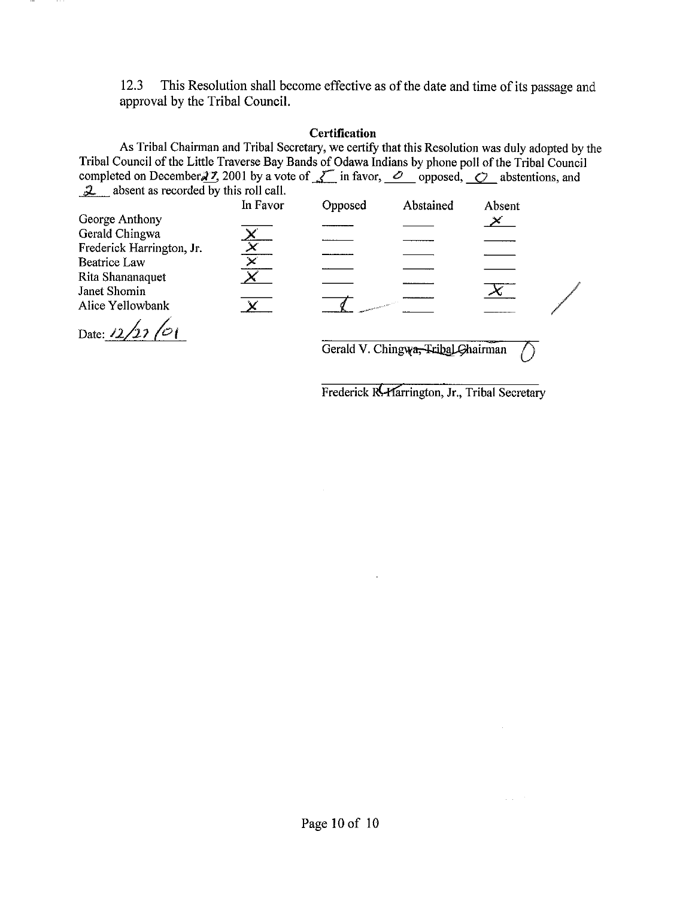12.3 This Resolution shall become effective as of the date and time of its passage and approval by the Tribal Council.

**Certification**

As Tribal Chairman and Tribal Secretary, we certify that this Resolution was duly adopted by the Tribal Council of the Little Traverse Bay Bands of Odawa Indians by phone poll of the Tribal Council completed on December 27, 2001 by a vote of 5 in favor, 0 opposed, 0 abstentions, and 2 absent as recorded by this roll call.

| | In Favor | Opposed | Abstained | Absent |
|---|---|---|---|---|
| George Anthony | | | | X |
| Gerald Chingwa | X | | | |
| Frederick Harrington, Jr. | X | | | |
| Beatrice Law | X | | | |
| Rita Shananaquet | X | | | |
| Janet Shomin | | | | X |
| Alice Yellowbank | X | | | |

Date: 12/27/01

Gerald V. Chingwa, Tribal Chairman

Frederick R. Harrington, Jr., Tribal Secretary